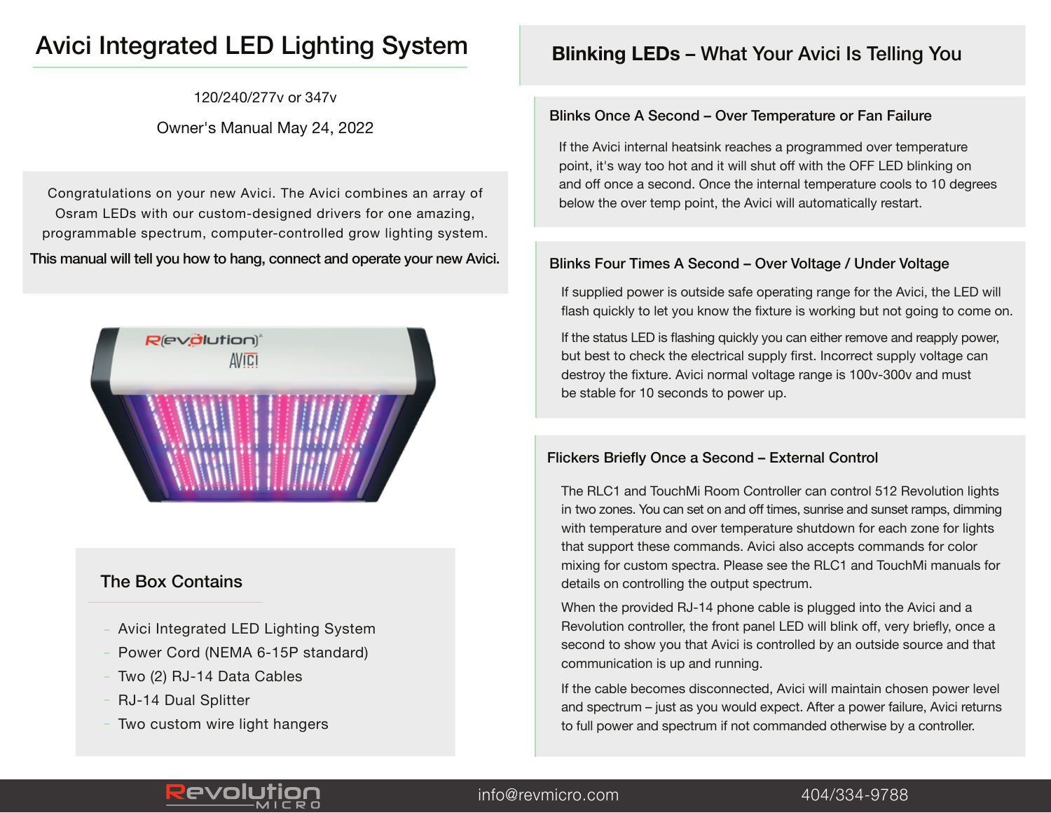# Avici Integrated LED Lighting System

120/240/277v or 347v

Owner's Manual May 24, 2022

Congratulations on your new Avici. The Avici combines an array of Osram LEDs with our custom-designed drivers for one amazing, programmable spectrum, computer-controlled grow lighting system.

**This manual will tell you how to hang, connect and operate your new Avici.**

## The Box Contains

- Avici Integrated LED Lighting System
- Power Cord (NEMA 6-15P standard)
- Two (2) RJ-14 Data Cables
- RJ-14 Dual Splitter
- Two custom wire light hangers

## Blinking LEDs – What Your Avici Is Telling You

### Blinks Once A Second – Over Temperature or Fan Failure

If the Avici internal heatsink reaches a programmed over temperature point, it's way too hot and it will shut off with the OFF LED blinking on and off once a second. Once the internal temperature cools to 10 degrees below the over temp point, the Avici will automatically restart.

### Blinks Four Times A Second – Over Voltage / Under Voltage

If supplied power is outside safe operating range for the Avici, the LED will flash quickly to let you know the fixture is working but not going to come on.

If the status LED is flashing quickly you can either remove and reapply power, but best to check the electrical supply first. Incorrect supply voltage can destroy the fixture. Avici normal voltage range is 100v-300v and must be stable for 10 seconds to power up.

### Flickers Briefly Once a Second – External Control

The RLC1 and TouchMi Room Controller can control 512 Revolution lights in two zones. You can set on and off times, sunrise and sunset ramps, dimming with temperature and over temperature shutdown for each zone for lights that support these commands. Avici also accepts commands for color mixing for custom spectra. Please see the RLC1 and TouchMi manuals for details on controlling the output spectrum.

When the provided RJ-14 phone cable is plugged into the Avici and a Revolution controller, the front panel LED will blink off, very briefly, once a second to show you that Avici is controlled by an outside source and that communication is up and running.

If the cable becomes disconnected, Avici will maintain chosen power level and spectrum – just as you would expect. After a power failure, Avici returns to full power and spectrum if not commanded otherwise by a controller.

Revolution Micro | info@revmicro.com | 404/334-9788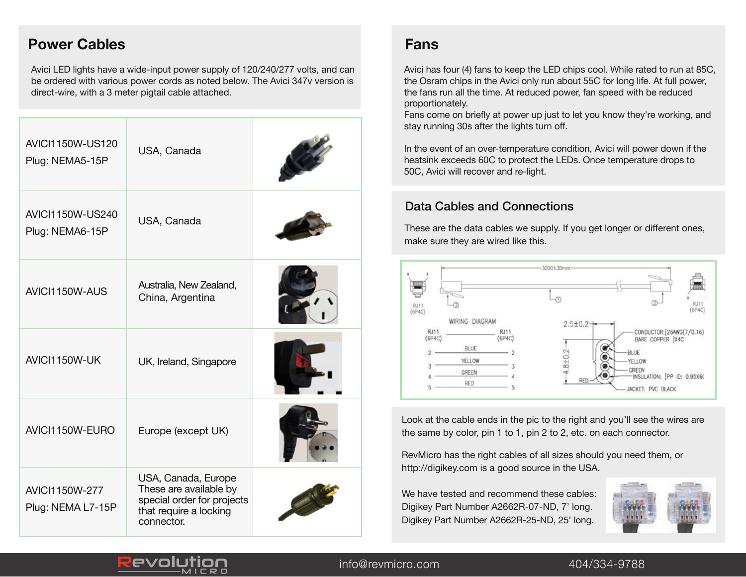## Power Cables

Avici LED lights have a wide-input power supply of 120/240/277 volts, and can be ordered with various power cords as noted below. The Avici 347v version is direct-wire, with a 3 meter pigtail cable attached.

| Model | Region |
|---|---|
| AVICI1150W-US120<br>Plug: NEMA5-15P | USA, Canada |
| AVICI1150W-US240<br>Plug: NEMA6-15P | USA, Canada |
| AVICI1150W-AUS | Australia, New Zealand, China, Argentina |
| AVICI1150W-UK | UK, Ireland, Singapore |
| AVICI1150W-EURO | Europe (except UK) |
| AVICI1150W-277<br>Plug: NEMA L7-15P | USA, Canada, Europe<br>These are available by special order for projects that require a locking connector. |

## Fans

Avici has four (4) fans to keep the LED chips cool. While rated to run at 85C, the Osram chips in the Avici only run about 55C for long life. At full power, the fans run all the time. At reduced power, fan speed with be reduced proportionately.
Fans come on briefly at power up just to let you know they're working, and stay running 30s after the lights turn off.

In the event of an over-temperature condition, Avici will power down if the heatsink exceeds 60C to protect the LEDs. Once temperature drops to 50C, Avici will recover and re-light.

## Data Cables and Connections

These are the data cables we supply. If you get longer or different ones, make sure they are wired like this.

WIRING DIAGRAM

| RJ11 (6P4C) | Wire | RJ11 (6P4C) |
|---|---|---|
| 2 | BLUE | 2 |
| 3 | YELLOW | 3 |
| 4 | GREEN | 4 |
| 5 | RED | 5 |

3000±30mm

2.5±0.2, 4.8±0.2

CONDUCTOR: [26AWG(7/0.16) BARE COPPER ]X4C

INSULATION: [PP ID: 0.95X6(

JACKET: PVC BLACK

Look at the cable ends in the pic to the right and you'll see the wires are the same by color, pin 1 to 1, pin 2 to 2, etc. on each connector.

RevMicro has the right cables of all sizes should you need them, or http://digikey.com is a good source in the USA.

We have tested and recommend these cables:
Digikey Part Number A2662R-07-ND, 7' long.
Digikey Part Number A2662R-25-ND, 25' long.

Revolution MICRO info@revmicro.com 404/334-9788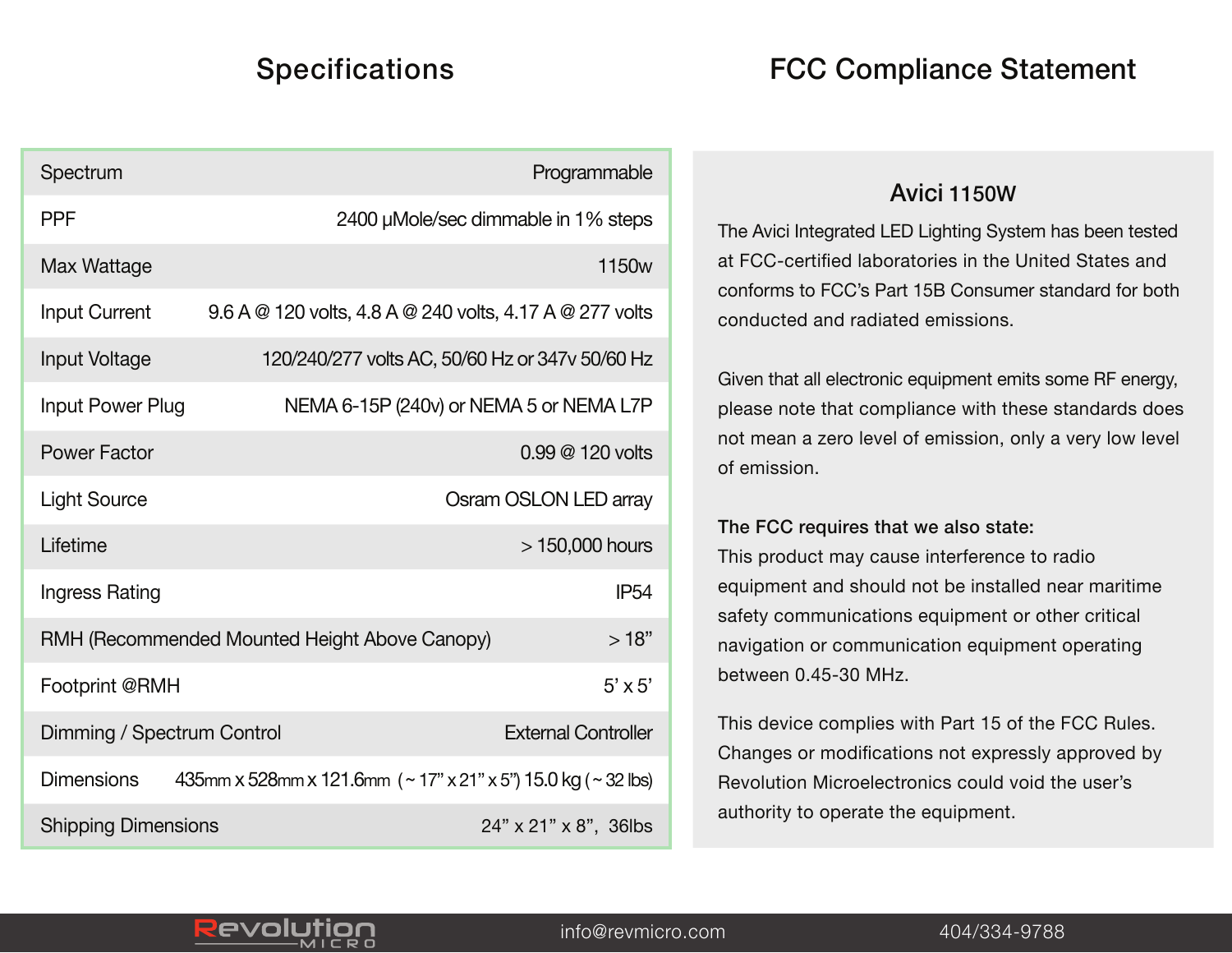## Specifications

| Spectrum | Programmable |
|---|---|
| PPF | 2400 µMole/sec dimmable in 1% steps |
| Max Wattage | 1150w |
| Input Current | 9.6 A @ 120 volts, 4.8 A @ 240 volts, 4.17 A @ 277 volts |
| Input Voltage | 120/240/277 volts AC, 50/60 Hz or 347v 50/60 Hz |
| Input Power Plug | NEMA 6-15P (240v) or NEMA 5 or NEMA L7P |
| Power Factor | 0.99 @ 120 volts |
| Light Source | Osram OSLON LED array |
| Lifetime | > 150,000 hours |
| Ingress Rating | IP54 |
| RMH (Recommended Mounted Height Above Canopy) | > 18" |
| Footprint @RMH | 5' x 5' |
| Dimming / Spectrum Control | External Controller |
| Dimensions | 435mm x 528mm x 121.6mm (~ 17" x 21" x 5") 15.0 kg (~ 32 lbs) |
| Shipping Dimensions | 24" x 21" x 8", 36lbs |

## FCC Compliance Statement

### Avici 1150W

The Avici Integrated LED Lighting System has been tested at FCC-certified laboratories in the United States and conforms to FCC's Part 15B Consumer standard for both conducted and radiated emissions.

Given that all electronic equipment emits some RF energy, please note that compliance with these standards does not mean a zero level of emission, only a very low level of emission.

**The FCC requires that we also state:**
This product may cause interference to radio equipment and should not be installed near maritime safety communications equipment or other critical navigation or communication equipment operating between 0.45-30 MHz.

This device complies with Part 15 of the FCC Rules. Changes or modifications not expressly approved by Revolution Microelectronics could void the user's authority to operate the equipment.

Revolution MICRO info@revmicro.com 404/334-9788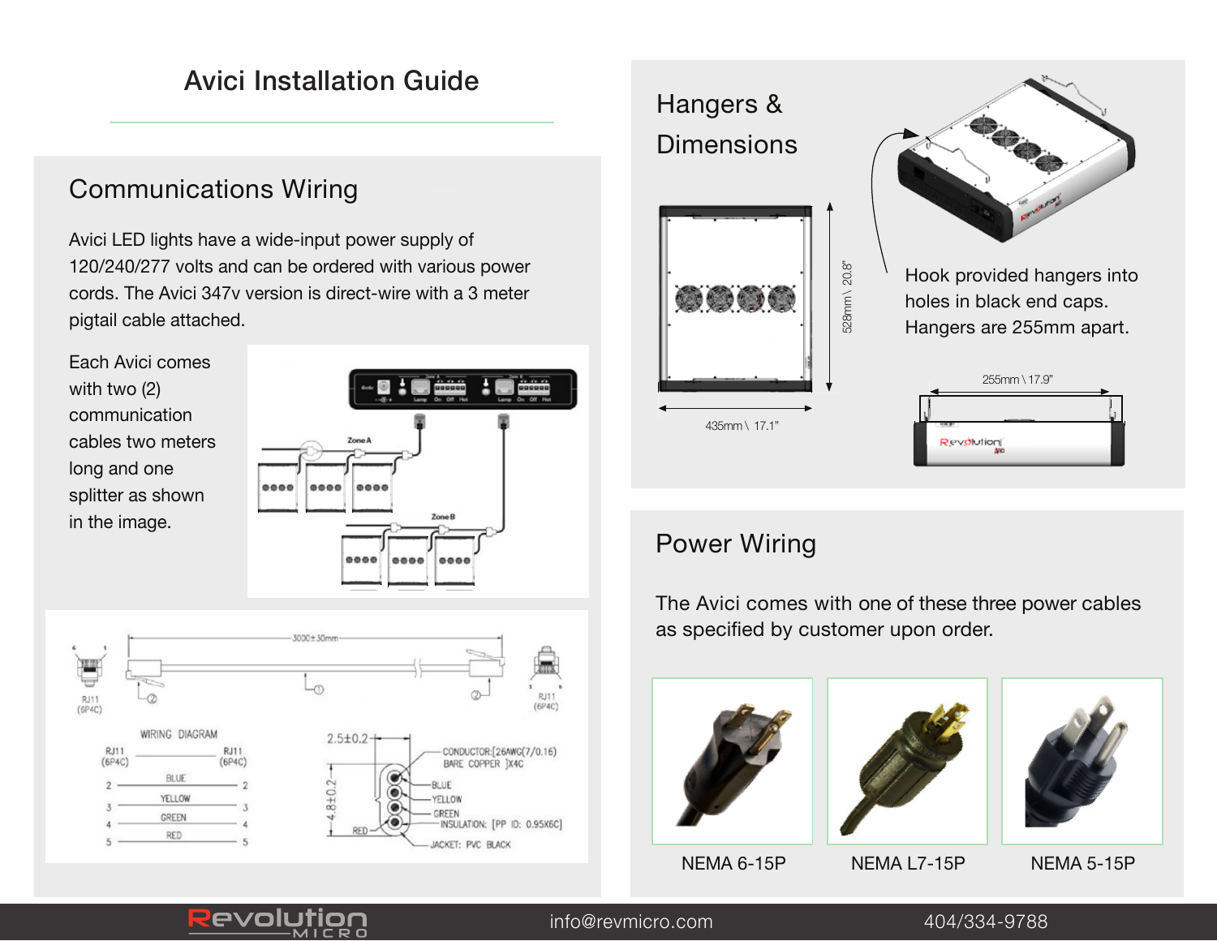# Avici Installation Guide

## Communications Wiring

Avici LED lights have a wide-input power supply of 120/240/277 volts and can be ordered with various power cords. The Avici 347v version is direct-wire with a 3 meter pigtail cable attached.

Each Avici comes with two (2) communication cables two meters long and one splitter as shown in the image.

Zone A

Zone B

3000±30mm

RJ11 (6P4C)

RJ11 (6P4C)

WIRING DIAGRAM

| RJ11 (6P4C) | | RJ11 (6P4C) |
|---|---|---|
| 2 | BLUE | 2 |
| 3 | YELLOW | 3 |
| 4 | GREEN | 4 |
| 5 | RED | 5 |

2.5±0.2

4.8±0.2

CONDUCTOR:[26AWG(7/0.16) BARE COPPER ]X4C

BLUE

YELLOW

GREEN

RED

INSULATION: [PP ID: 0.95X6C]

JACKET: PVC BLACK

## Hangers & Dimensions

Hook provided hangers into holes in black end caps. Hangers are 255mm apart.

528mm \ 20.8"

435mm \ 17.1"

255mm \ 17.9"

## Power Wiring

The Avici comes with one of these three power cables as specified by customer upon order.

NEMA 6-15P

NEMA L7-15P

NEMA 5-15P

Revolution MICRO info@revmicro.com 404/334-9788